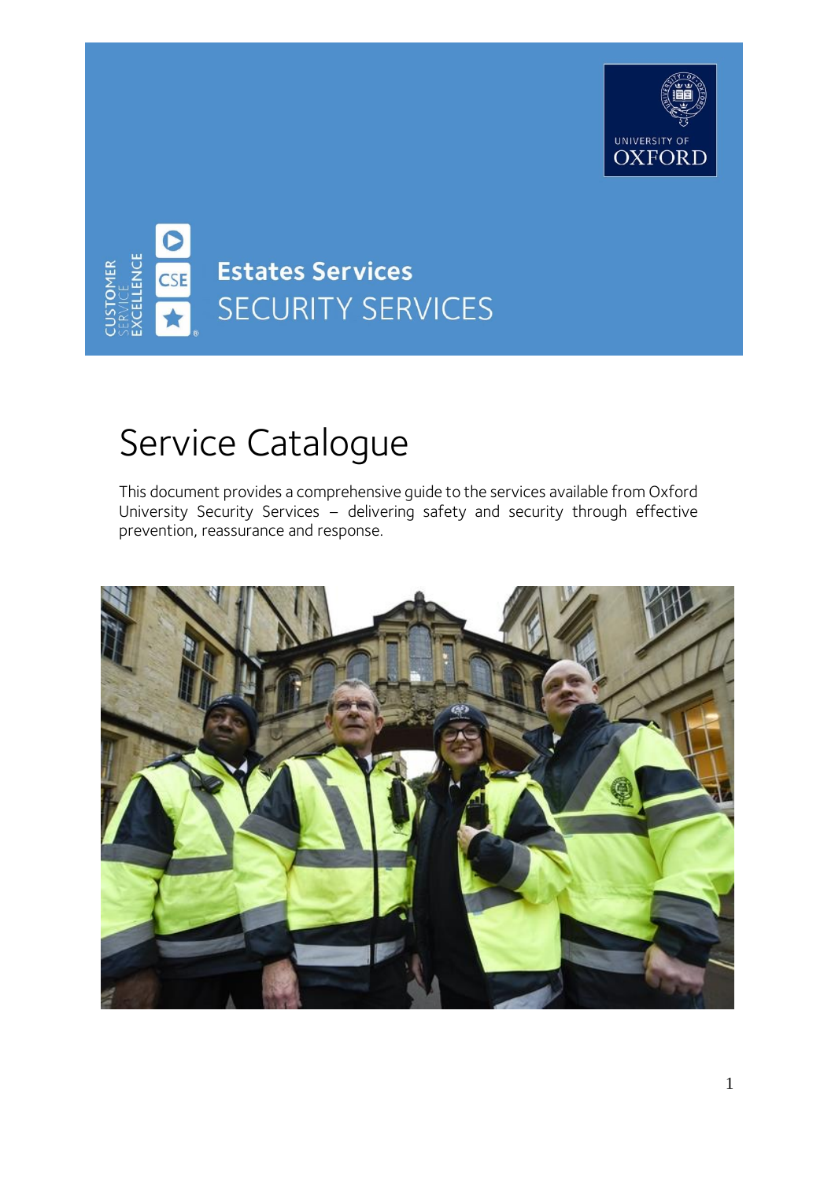UNIVERSITY OF OXFORD

CUSTOMER SERVICE EXCELLENCE

**Estates Services**

SECURITY SERVICES

# Service Catalogue

This document provides a comprehensive guide to the services available from Oxford University Security Services – delivering safety and security through effective prevention, reassurance and response.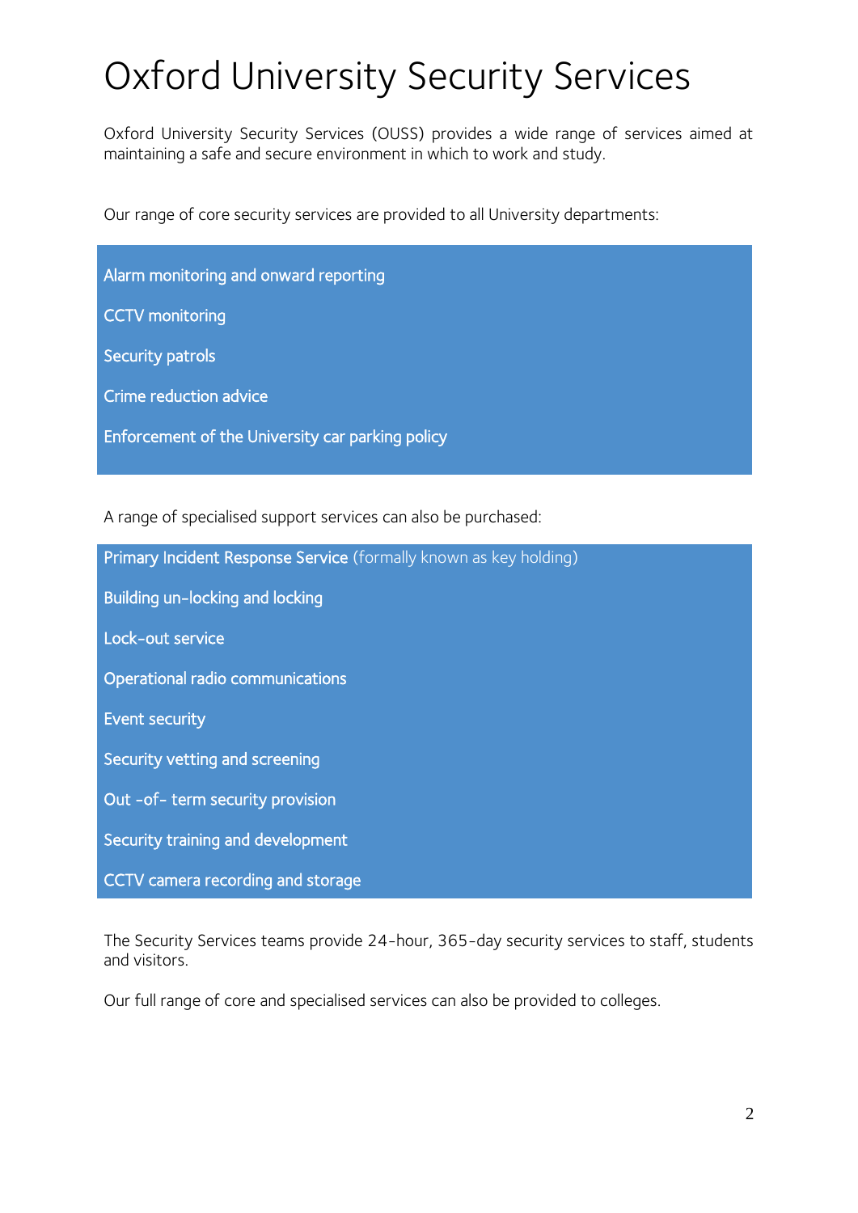# Oxford University Security Services

Oxford University Security Services (OUSS) provides a wide range of services aimed at maintaining a safe and secure environment in which to work and study.

Our range of core security services are provided to all University departments:

- Alarm monitoring and onward reporting
- CCTV monitoring
- Security patrols
- Crime reduction advice
- Enforcement of the University car parking policy

A range of specialised support services can also be purchased:

- Primary Incident Response Service (formally known as key holding)
- Building un-locking and locking
- Lock-out service
- Operational radio communications
- Event security
- Security vetting and screening
- Out -of- term security provision
- Security training and development
- CCTV camera recording and storage

The Security Services teams provide 24-hour, 365-day security services to staff, students and visitors.

Our full range of core and specialised services can also be provided to colleges.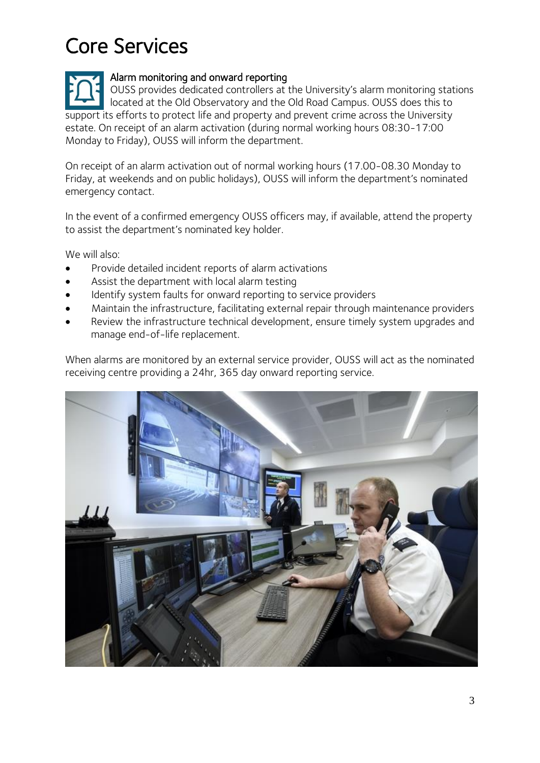# Core Services

### Alarm monitoring and onward reporting

OUSS provides dedicated controllers at the University's alarm monitoring stations located at the Old Observatory and the Old Road Campus. OUSS does this to support its efforts to protect life and property and prevent crime across the University estate. On receipt of an alarm activation (during normal working hours 08:30-17:00 Monday to Friday), OUSS will inform the department.

On receipt of an alarm activation out of normal working hours (17.00-08.30 Monday to Friday, at weekends and on public holidays), OUSS will inform the department's nominated emergency contact.

In the event of a confirmed emergency OUSS officers may, if available, attend the property to assist the department's nominated key holder.

We will also:

- Provide detailed incident reports of alarm activations
- Assist the department with local alarm testing
- Identify system faults for onward reporting to service providers
- Maintain the infrastructure, facilitating external repair through maintenance providers
- Review the infrastructure technical development, ensure timely system upgrades and manage end-of-life replacement.

When alarms are monitored by an external service provider, OUSS will act as the nominated receiving centre providing a 24hr, 365 day onward reporting service.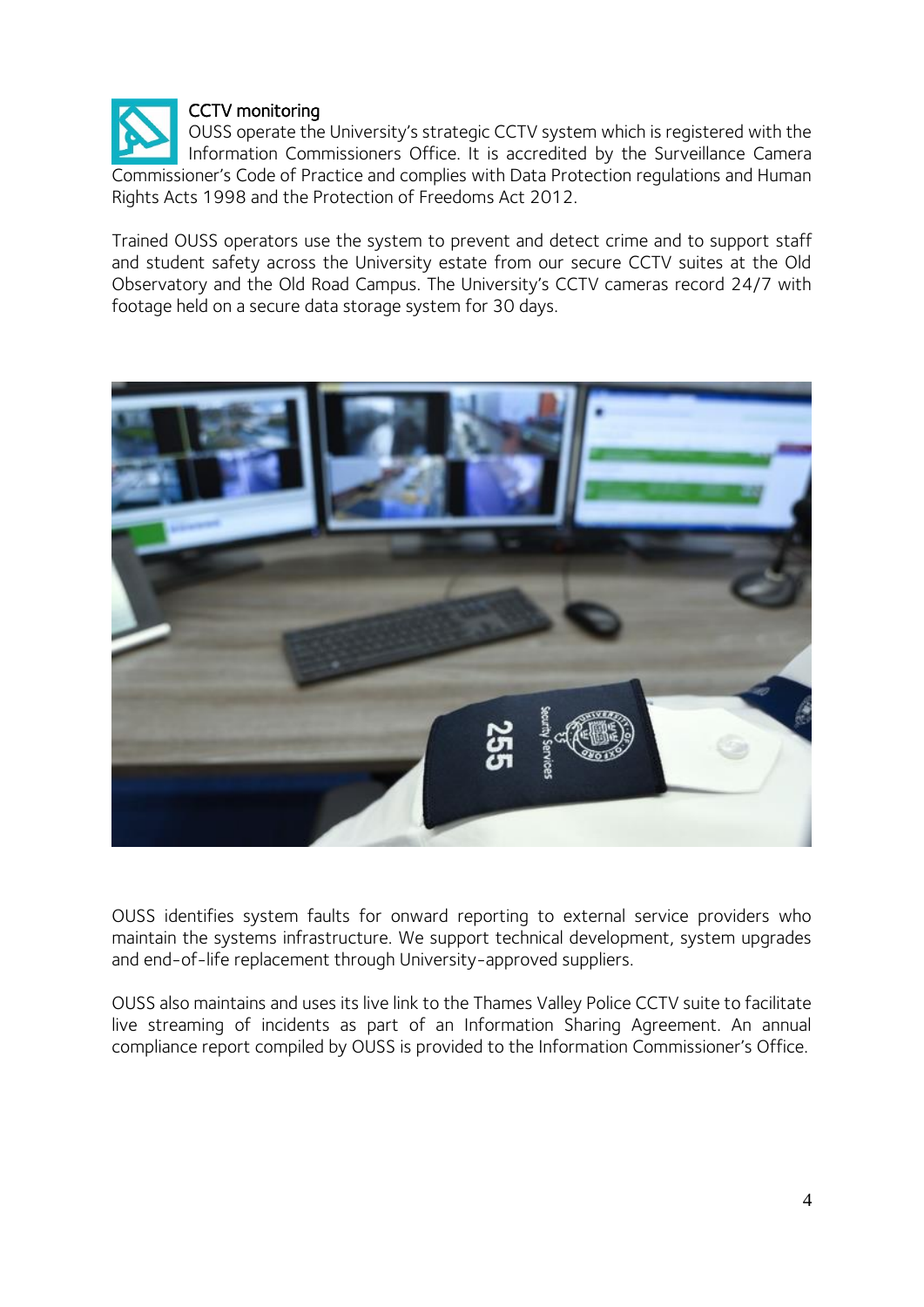### CCTV monitoring

OUSS operate the University's strategic CCTV system which is registered with the Information Commissioners Office. It is accredited by the Surveillance Camera Commissioner's Code of Practice and complies with Data Protection regulations and Human Rights Acts 1998 and the Protection of Freedoms Act 2012.

Trained OUSS operators use the system to prevent and detect crime and to support staff and student safety across the University estate from our secure CCTV suites at the Old Observatory and the Old Road Campus. The University's CCTV cameras record 24/7 with footage held on a secure data storage system for 30 days.

OUSS identifies system faults for onward reporting to external service providers who maintain the systems infrastructure. We support technical development, system upgrades and end-of-life replacement through University-approved suppliers.

OUSS also maintains and uses its live link to the Thames Valley Police CCTV suite to facilitate live streaming of incidents as part of an Information Sharing Agreement. An annual compliance report compiled by OUSS is provided to the Information Commissioner's Office.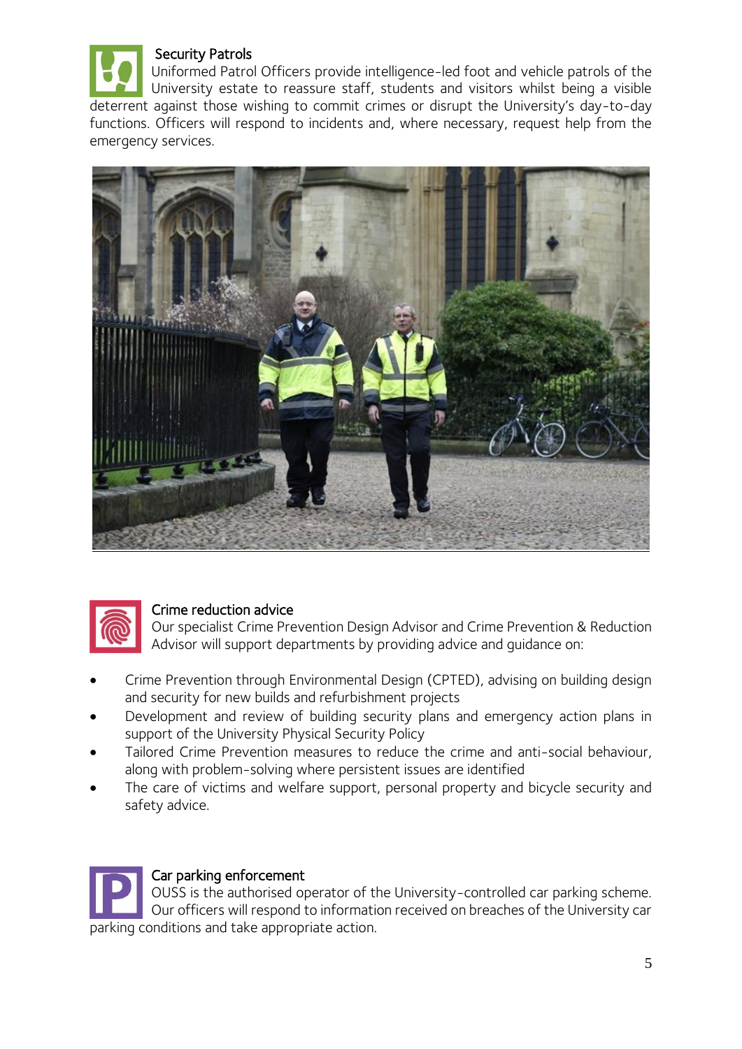## Security Patrols

Uniformed Patrol Officers provide intelligence-led foot and vehicle patrols of the University estate to reassure staff, students and visitors whilst being a visible deterrent against those wishing to commit crimes or disrupt the University's day-to-day functions. Officers will respond to incidents and, where necessary, request help from the emergency services.

## Crime reduction advice

Our specialist Crime Prevention Design Advisor and Crime Prevention & Reduction Advisor will support departments by providing advice and guidance on:

- Crime Prevention through Environmental Design (CPTED), advising on building design and security for new builds and refurbishment projects
- Development and review of building security plans and emergency action plans in support of the University Physical Security Policy
- Tailored Crime Prevention measures to reduce the crime and anti-social behaviour, along with problem-solving where persistent issues are identified
- The care of victims and welfare support, personal property and bicycle security and safety advice.

## Car parking enforcement

OUSS is the authorised operator of the University-controlled car parking scheme. Our officers will respond to information received on breaches of the University car parking conditions and take appropriate action.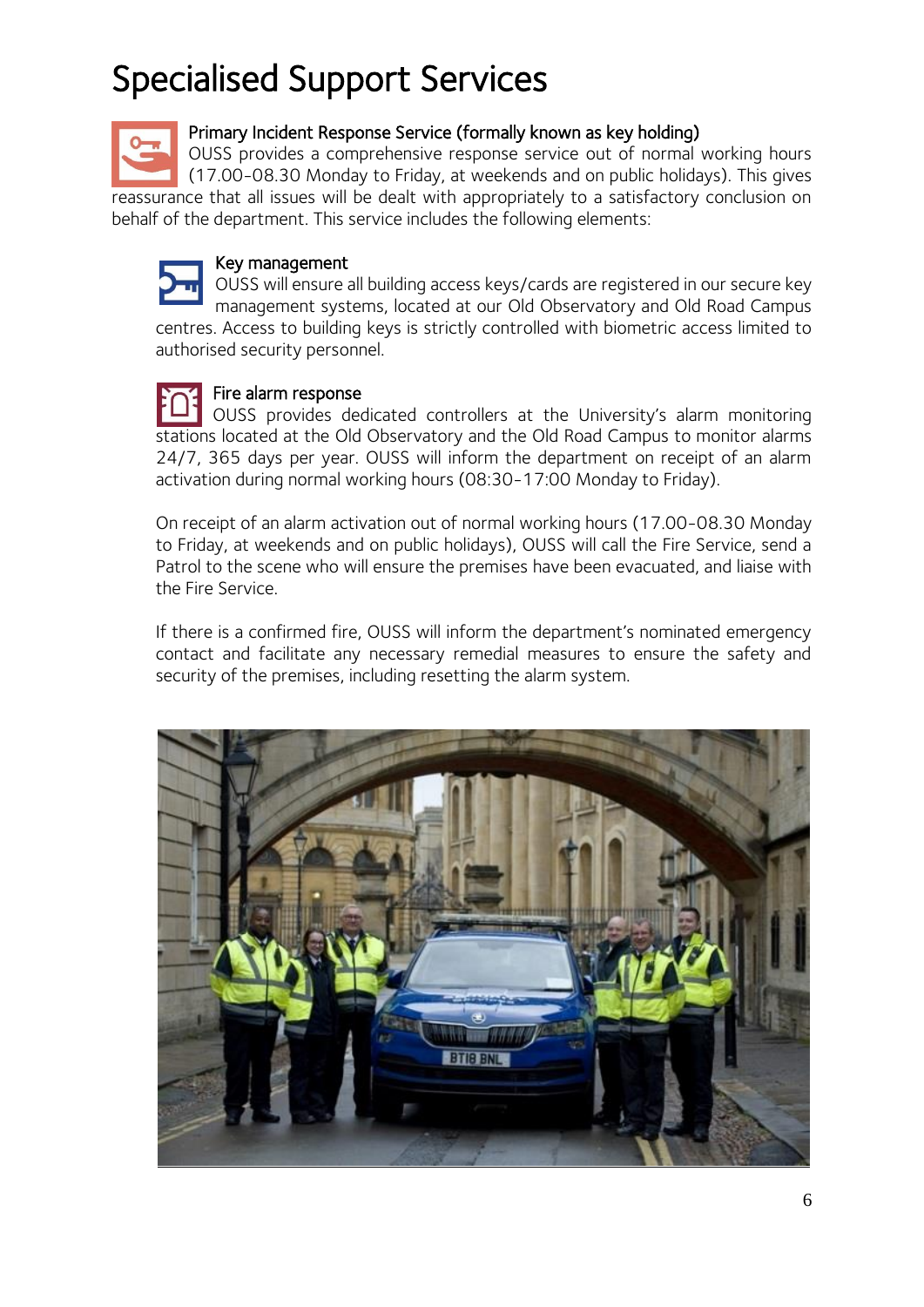# Specialised Support Services

### Primary Incident Response Service (formally known as key holding)

OUSS provides a comprehensive response service out of normal working hours (17.00-08.30 Monday to Friday, at weekends and on public holidays). This gives reassurance that all issues will be dealt with appropriately to a satisfactory conclusion on behalf of the department. This service includes the following elements:

#### Key management

OUSS will ensure all building access keys/cards are registered in our secure key management systems, located at our Old Observatory and Old Road Campus centres. Access to building keys is strictly controlled with biometric access limited to authorised security personnel.

#### Fire alarm response

OUSS provides dedicated controllers at the University's alarm monitoring stations located at the Old Observatory and the Old Road Campus to monitor alarms 24/7, 365 days per year. OUSS will inform the department on receipt of an alarm activation during normal working hours (08:30-17:00 Monday to Friday).

On receipt of an alarm activation out of normal working hours (17.00-08.30 Monday to Friday, at weekends and on public holidays), OUSS will call the Fire Service, send a Patrol to the scene who will ensure the premises have been evacuated, and liaise with the Fire Service.

If there is a confirmed fire, OUSS will inform the department's nominated emergency contact and facilitate any necessary remedial measures to ensure the safety and security of the premises, including resetting the alarm system.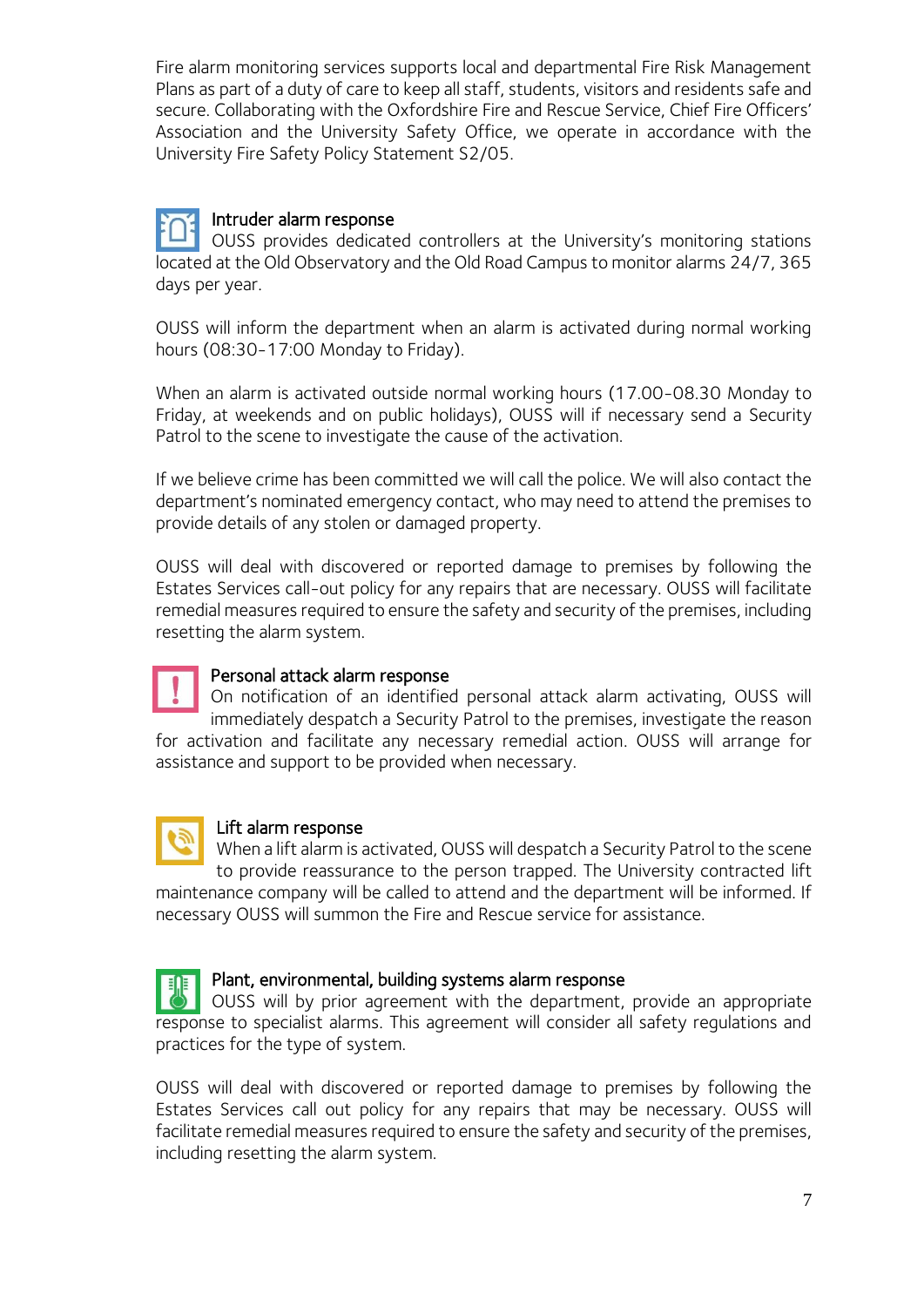Fire alarm monitoring services supports local and departmental Fire Risk Management Plans as part of a duty of care to keep all staff, students, visitors and residents safe and secure. Collaborating with the Oxfordshire Fire and Rescue Service, Chief Fire Officers' Association and the University Safety Office, we operate in accordance with the University Fire Safety Policy Statement S2/05.

### Intruder alarm response

OUSS provides dedicated controllers at the University's monitoring stations located at the Old Observatory and the Old Road Campus to monitor alarms 24/7, 365 days per year.

OUSS will inform the department when an alarm is activated during normal working hours (08:30-17:00 Monday to Friday).

When an alarm is activated outside normal working hours (17.00-08.30 Monday to Friday, at weekends and on public holidays), OUSS will if necessary send a Security Patrol to the scene to investigate the cause of the activation.

If we believe crime has been committed we will call the police. We will also contact the department's nominated emergency contact, who may need to attend the premises to provide details of any stolen or damaged property.

OUSS will deal with discovered or reported damage to premises by following the Estates Services call-out policy for any repairs that are necessary. OUSS will facilitate remedial measures required to ensure the safety and security of the premises, including resetting the alarm system.

### Personal attack alarm response

On notification of an identified personal attack alarm activating, OUSS will immediately despatch a Security Patrol to the premises, investigate the reason for activation and facilitate any necessary remedial action. OUSS will arrange for assistance and support to be provided when necessary.

### Lift alarm response

When a lift alarm is activated, OUSS will despatch a Security Patrol to the scene to provide reassurance to the person trapped. The University contracted lift maintenance company will be called to attend and the department will be informed. If necessary OUSS will summon the Fire and Rescue service for assistance.

### Plant, environmental, building systems alarm response

OUSS will by prior agreement with the department, provide an appropriate response to specialist alarms. This agreement will consider all safety regulations and practices for the type of system.

OUSS will deal with discovered or reported damage to premises by following the Estates Services call out policy for any repairs that may be necessary. OUSS will facilitate remedial measures required to ensure the safety and security of the premises, including resetting the alarm system.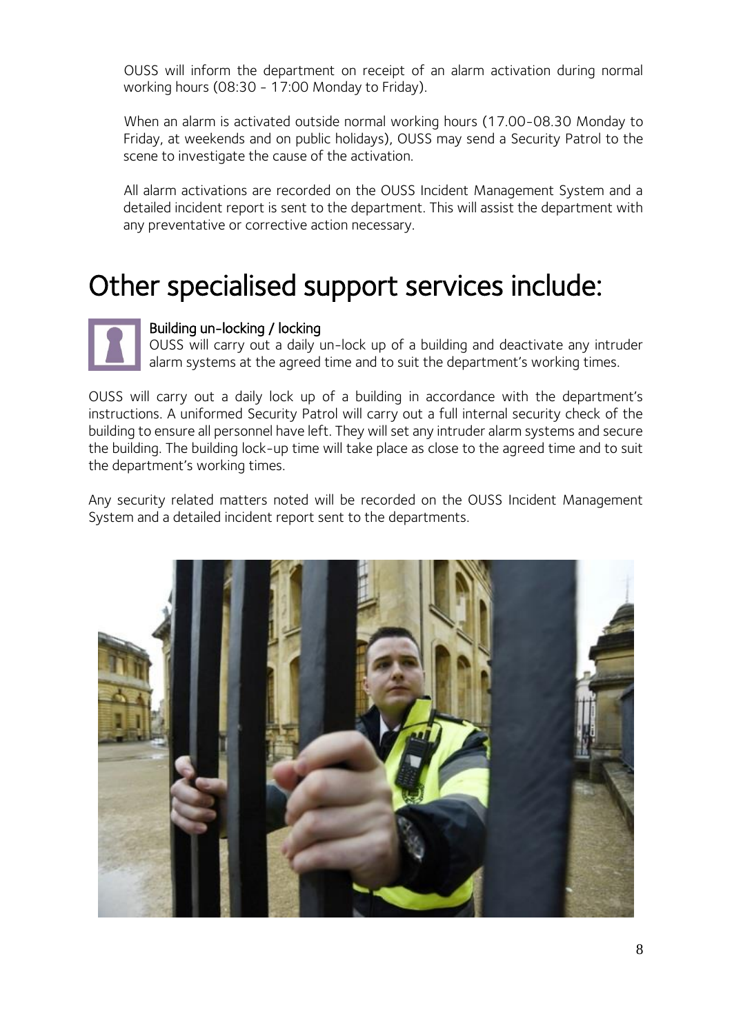OUSS will inform the department on receipt of an alarm activation during normal working hours (08:30 - 17:00 Monday to Friday).

When an alarm is activated outside normal working hours (17.00-08.30 Monday to Friday, at weekends and on public holidays), OUSS may send a Security Patrol to the scene to investigate the cause of the activation.

All alarm activations are recorded on the OUSS Incident Management System and a detailed incident report is sent to the department. This will assist the department with any preventative or corrective action necessary.

# Other specialised support services include:

**Building un-locking / locking**

OUSS will carry out a daily un-lock up of a building and deactivate any intruder alarm systems at the agreed time and to suit the department's working times.

OUSS will carry out a daily lock up of a building in accordance with the department's instructions. A uniformed Security Patrol will carry out a full internal security check of the building to ensure all personnel have left. They will set any intruder alarm systems and secure the building. The building lock-up time will take place as close to the agreed time and to suit the department's working times.

Any security related matters noted will be recorded on the OUSS Incident Management System and a detailed incident report sent to the departments.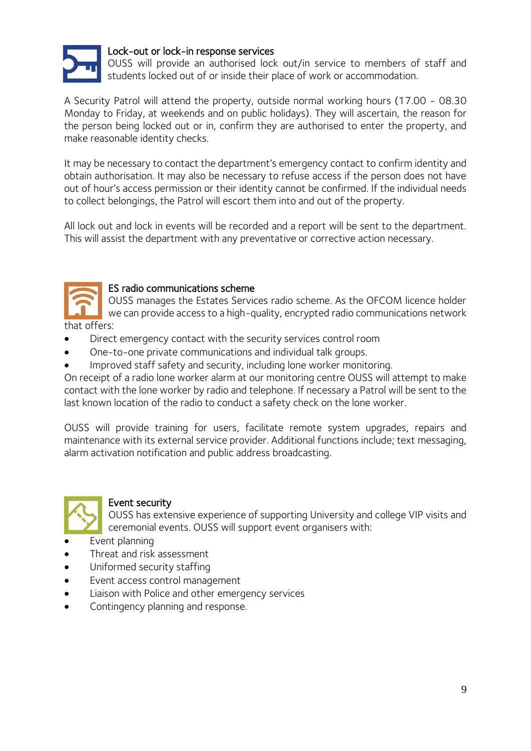## Lock-out or lock-in response services

OUSS will provide an authorised lock out/in service to members of staff and students locked out of or inside their place of work or accommodation.

A Security Patrol will attend the property, outside normal working hours (17.00 - 08.30 Monday to Friday, at weekends and on public holidays). They will ascertain, the reason for the person being locked out or in, confirm they are authorised to enter the property, and make reasonable identity checks.

It may be necessary to contact the department's emergency contact to confirm identity and obtain authorisation. It may also be necessary to refuse access if the person does not have out of hour's access permission or their identity cannot be confirmed. If the individual needs to collect belongings, the Patrol will escort them into and out of the property.

All lock out and lock in events will be recorded and a report will be sent to the department. This will assist the department with any preventative or corrective action necessary.

## ES radio communications scheme

OUSS manages the Estates Services radio scheme. As the OFCOM licence holder we can provide access to a high-quality, encrypted radio communications network that offers:

- Direct emergency contact with the security services control room
- One-to-one private communications and individual talk groups.
- Improved staff safety and security, including lone worker monitoring.

On receipt of a radio lone worker alarm at our monitoring centre OUSS will attempt to make contact with the lone worker by radio and telephone. If necessary a Patrol will be sent to the last known location of the radio to conduct a safety check on the lone worker.

OUSS will provide training for users, facilitate remote system upgrades, repairs and maintenance with its external service provider. Additional functions include; text messaging, alarm activation notification and public address broadcasting.

## Event security

OUSS has extensive experience of supporting University and college VIP visits and ceremonial events. OUSS will support event organisers with:

- Event planning
- Threat and risk assessment
- Uniformed security staffing
- Event access control management
- Liaison with Police and other emergency services
- Contingency planning and response.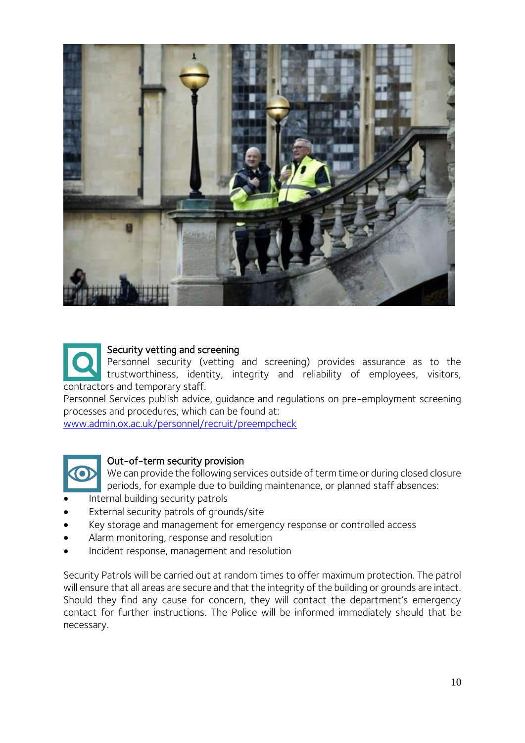### Security vetting and screening

Personnel security (vetting and screening) provides assurance as to the trustworthiness, identity, integrity and reliability of employees, visitors, contractors and temporary staff.

Personnel Services publish advice, guidance and regulations on pre-employment screening processes and procedures, which can be found at:

[www.admin.ox.ac.uk/personnel/recruit/preempcheck](www.admin.ox.ac.uk/personnel/recruit/preempcheck)

### Out-of-term security provision

We can provide the following services outside of term time or during closed closure periods, for example due to building maintenance, or planned staff absences:

- Internal building security patrols
- External security patrols of grounds/site
- Key storage and management for emergency response or controlled access
- Alarm monitoring, response and resolution
- Incident response, management and resolution

Security Patrols will be carried out at random times to offer maximum protection. The patrol will ensure that all areas are secure and that the integrity of the building or grounds are intact. Should they find any cause for concern, they will contact the department's emergency contact for further instructions. The Police will be informed immediately should that be necessary.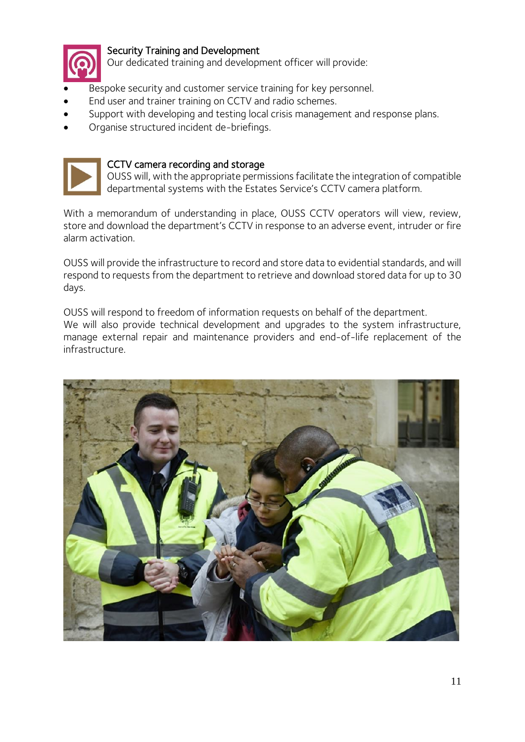### Security Training and Development

Our dedicated training and development officer will provide:

- Bespoke security and customer service training for key personnel.
- End user and trainer training on CCTV and radio schemes.
- Support with developing and testing local crisis management and response plans.
- Organise structured incident de-briefings.

### CCTV camera recording and storage

OUSS will, with the appropriate permissions facilitate the integration of compatible departmental systems with the Estates Service's CCTV camera platform.

With a memorandum of understanding in place, OUSS CCTV operators will view, review, store and download the department's CCTV in response to an adverse event, intruder or fire alarm activation.

OUSS will provide the infrastructure to record and store data to evidential standards, and will respond to requests from the department to retrieve and download stored data for up to 30 days.

OUSS will respond to freedom of information requests on behalf of the department.
We will also provide technical development and upgrades to the system infrastructure, manage external repair and maintenance providers and end-of-life replacement of the infrastructure.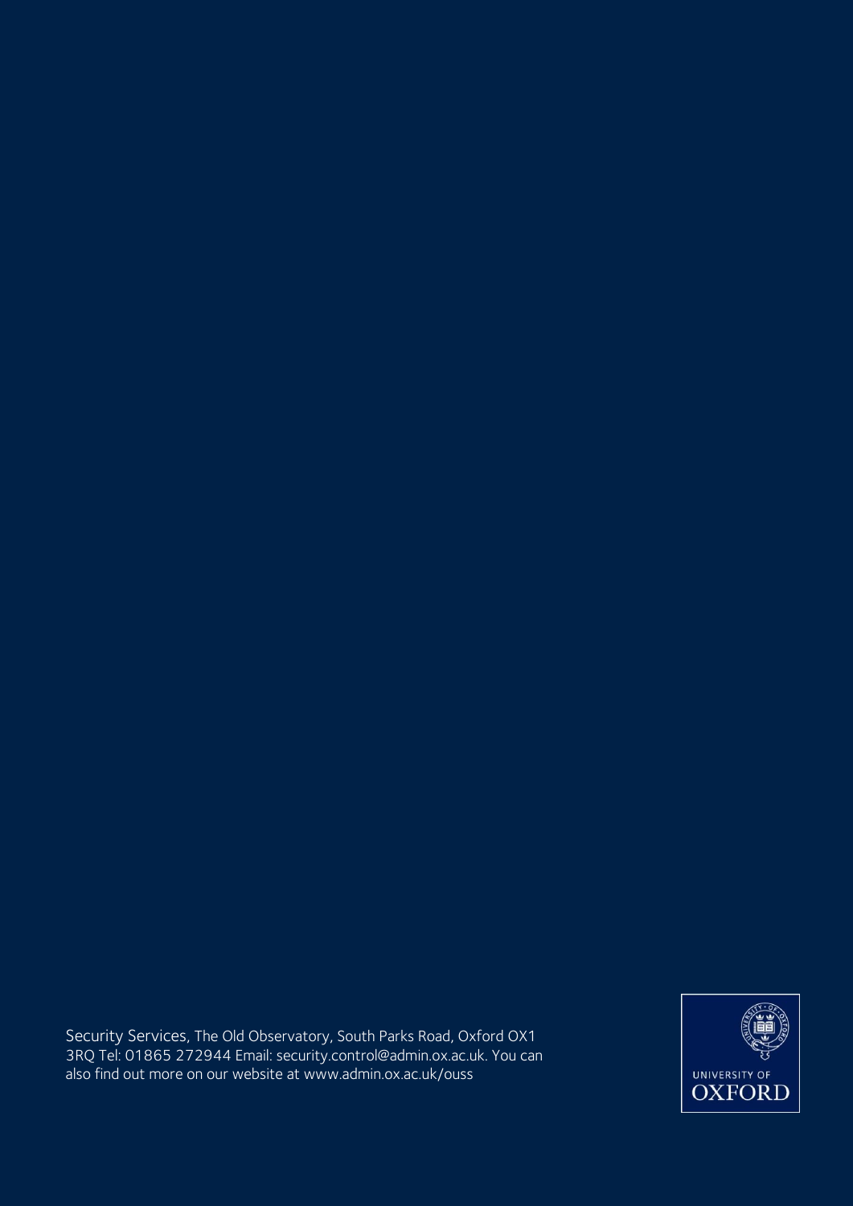Security Services, The Old Observatory, South Parks Road, Oxford OX1 3RQ Tel: 01865 272944 Email: security.control@admin.ox.ac.uk. You can also find out more on our website at www.admin.ox.ac.uk/ouss

UNIVERSITY OF OXFORD